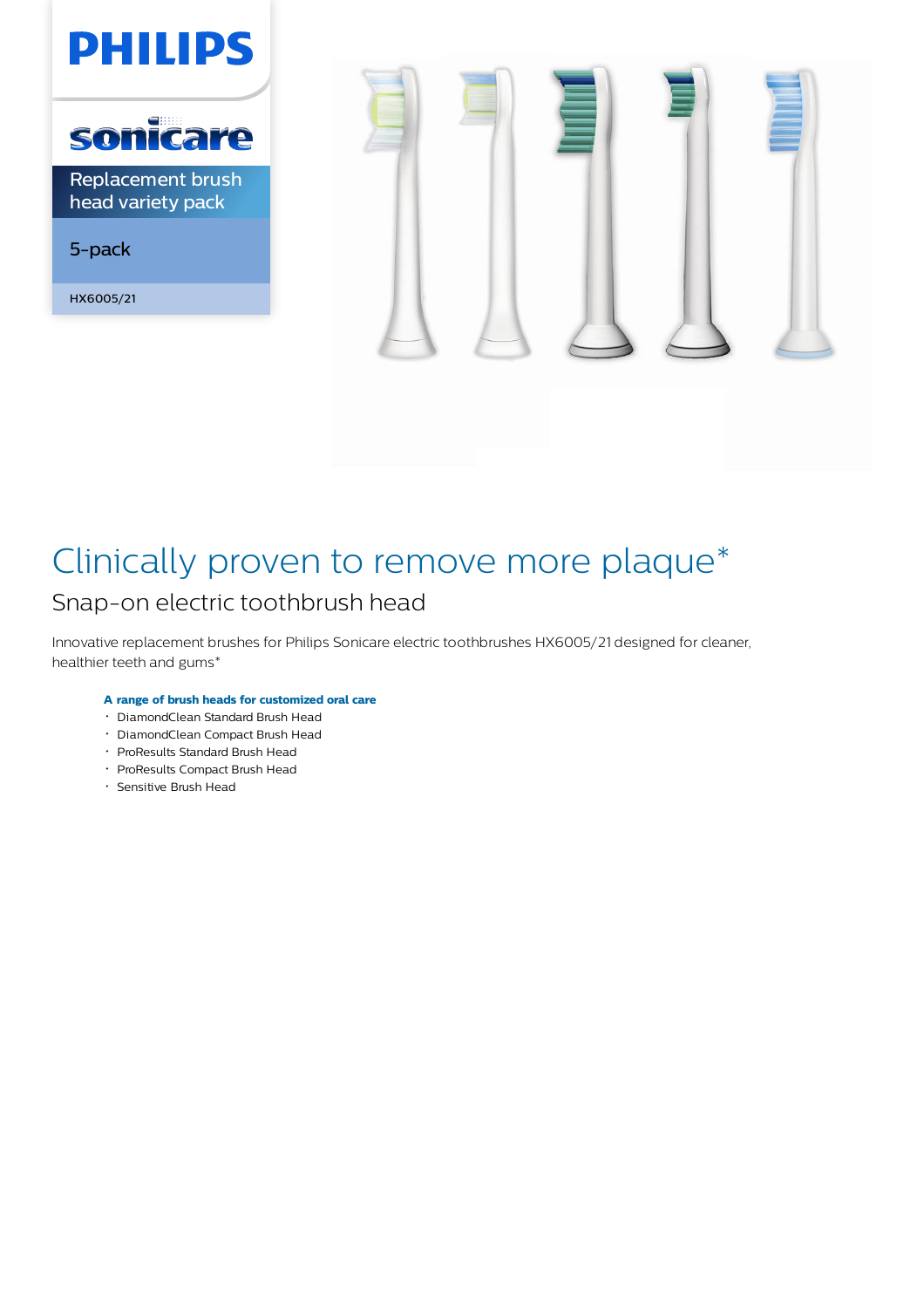PHILIPS

sonicare

Replacement brush head variety pack

5-pack

HX6005/21

# Clinically proven to remove more plaque*

## Snap-on electric toothbrush head

Innovative replacement brushes for Philips Sonicare electric toothbrushes HX6005/21 designed for cleaner, healthier teeth and gums*

**A range of brush heads for customized oral care**

- DiamondClean Standard Brush Head
- DiamondClean Compact Brush Head
- ProResults Standard Brush Head
- ProResults Compact Brush Head
- Sensitive Brush Head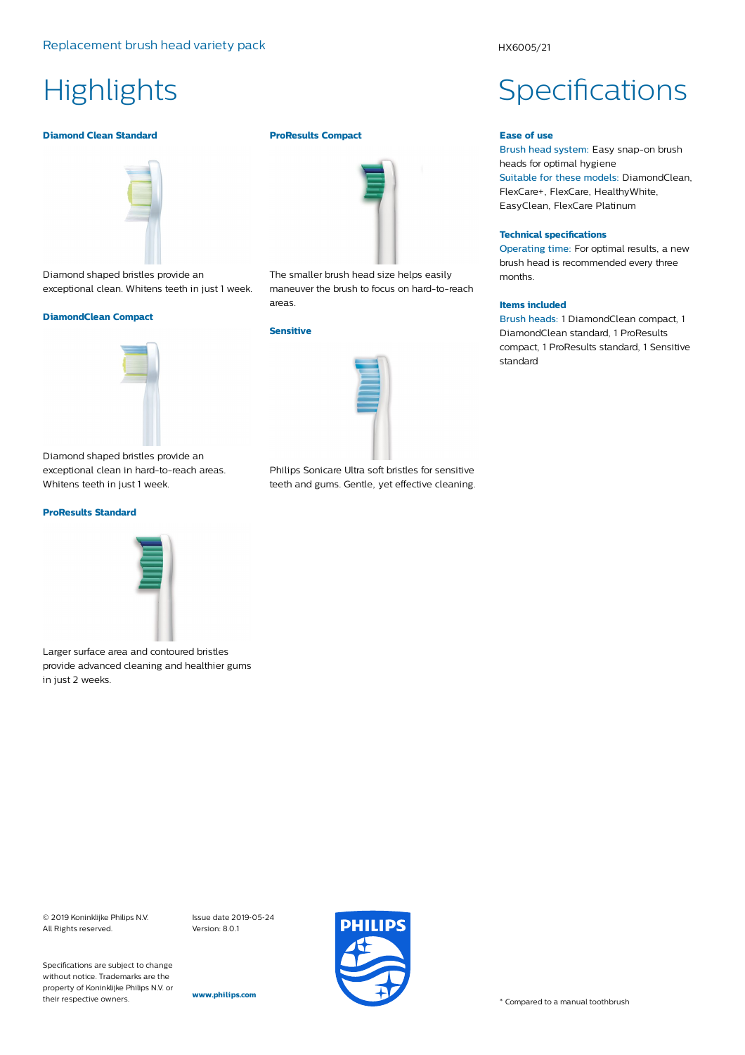Replacement brush head variety pack

HX6005/21

# Highlights

### Diamond Clean Standard

Diamond shaped bristles provide an exceptional clean. Whitens teeth in just 1 week.

### DiamondClean Compact

Diamond shaped bristles provide an exceptional clean in hard-to-reach areas. Whitens teeth in just 1 week.

### ProResults Standard

Larger surface area and contoured bristles provide advanced cleaning and healthier gums in just 2 weeks.

### ProResults Compact

The smaller brush head size helps easily maneuver the brush to focus on hard-to-reach areas.

### Sensitive

Philips Sonicare Ultra soft bristles for sensitive teeth and gums. Gentle, yet effective cleaning.

# Specifications

### Ease of use

- Brush head system: Easy snap-on brush heads for optimal hygiene
- Suitable for these models: DiamondClean, FlexCare+, FlexCare, HealthyWhite, EasyClean, FlexCare Platinum

### Technical specifications

- Operating time: For optimal results, a new brush head is recommended every three months.

### Items included

- Brush heads: 1 DiamondClean compact, 1 DiamondClean standard, 1 ProResults compact, 1 ProResults standard, 1 Sensitive standard

© 2019 Koninklijke Philips N.V.
All Rights reserved.

Specifications are subject to change without notice. Trademarks are the property of Koninklijke Philips N.V. or their respective owners.

Issue date 2019-05-24
Version: 8.0.1

www.philips.com

PHILIPS

* Compared to a manual toothbrush